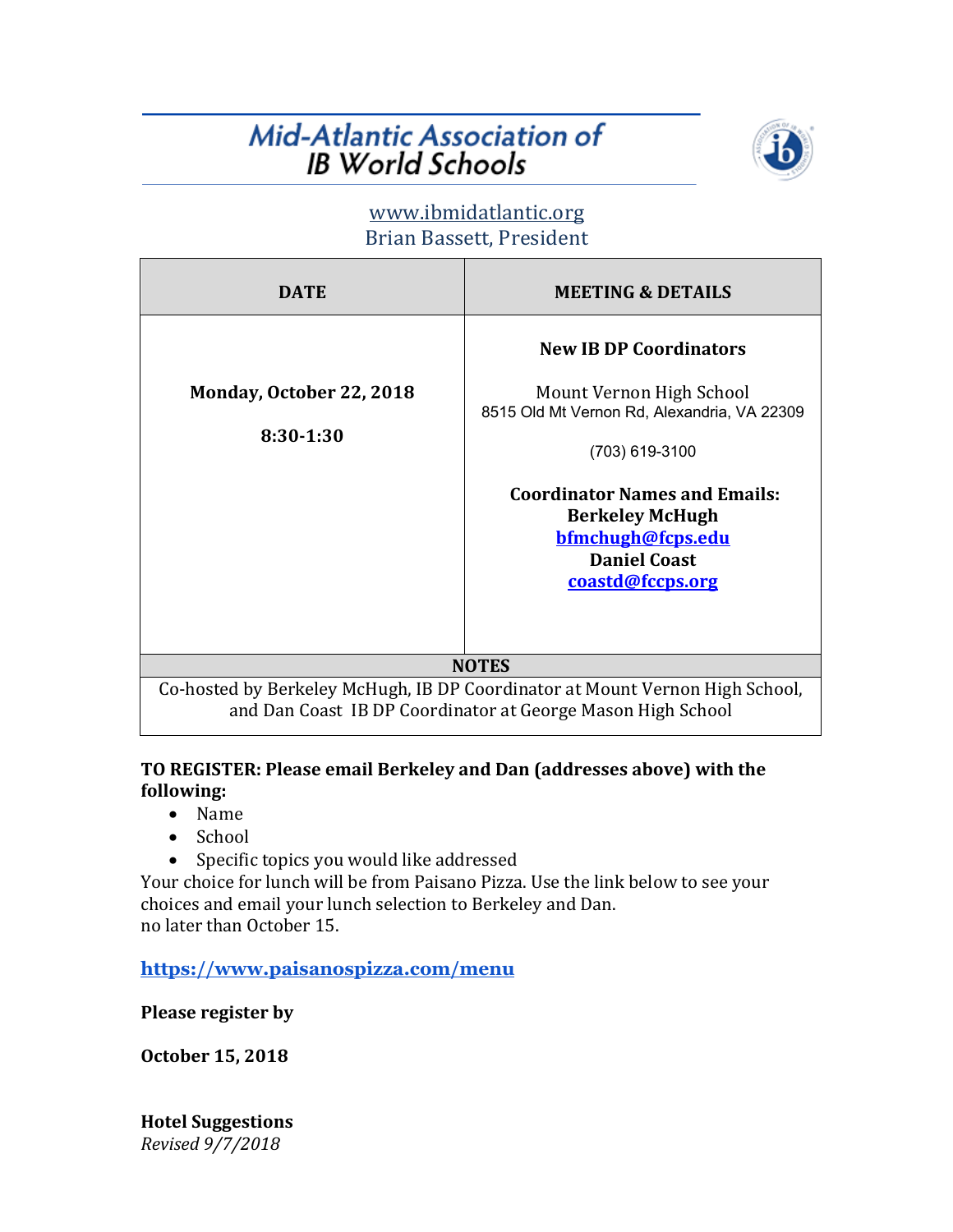# Mid-Atlantic Association of IB World Schools

www.ibmidatlantic.org
Brian Bassett, President

| DATE | MEETING & DETAILS |
|---|---|
| **Monday, October 22, 2018**<br><br>**8:30-1:30** | **New IB DP Coordinators**<br><br>Mount Vernon High School<br>8515 Old Mt Vernon Rd, Alexandria, VA 22309<br><br>(703) 619-3100<br><br>**Coordinator Names and Emails:**<br>**Berkeley McHugh**<br>**bfmchugh@fcps.edu**<br>**Daniel Coast**<br>**coastd@fccps.org** |
| **NOTES** | |
| Co-hosted by Berkeley McHugh, IB DP Coordinator at Mount Vernon High School, and Dan Coast IB DP Coordinator at George Mason High School | |

**TO REGISTER: Please email Berkeley and Dan (addresses above) with the following:**

- Name
- School
- Specific topics you would like addressed

Your choice for lunch will be from Paisano Pizza. Use the link below to see your choices and email your lunch selection to Berkeley and Dan.
no later than October 15.

**https://www.paisanospizza.com/menu**

**Please register by**

**October 15, 2018**

**Hotel Suggestions**
*Revised 9/7/2018*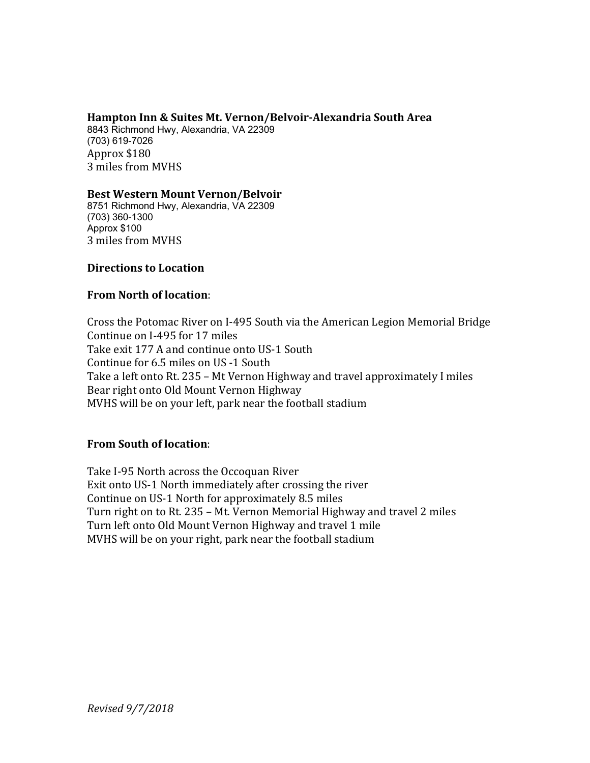**Hampton Inn & Suites Mt. Vernon/Belvoir-Alexandria South Area**
8843 Richmond Hwy, Alexandria, VA 22309
(703) 619-7026
Approx $180
3 miles from MVHS

**Best Western Mount Vernon/Belvoir**
8751 Richmond Hwy, Alexandria, VA 22309
(703) 360-1300
Approx $100
3 miles from MVHS

**Directions to Location**

**From North of location**:

Cross the Potomac River on I-495 South via the American Legion Memorial Bridge
Continue on I-495 for 17 miles
Take exit 177 A and continue onto US-1 South
Continue for 6.5 miles on US -1 South
Take a left onto Rt. 235 – Mt Vernon Highway and travel approximately I miles
Bear right onto Old Mount Vernon Highway
MVHS will be on your left, park near the football stadium

**From South of location**:

Take I-95 North across the Occoquan River
Exit onto US-1 North immediately after crossing the river
Continue on US-1 North for approximately 8.5 miles
Turn right on to Rt. 235 – Mt. Vernon Memorial Highway and travel 2 miles
Turn left onto Old Mount Vernon Highway and travel 1 mile
MVHS will be on your right, park near the football stadium

*Revised 9/7/2018*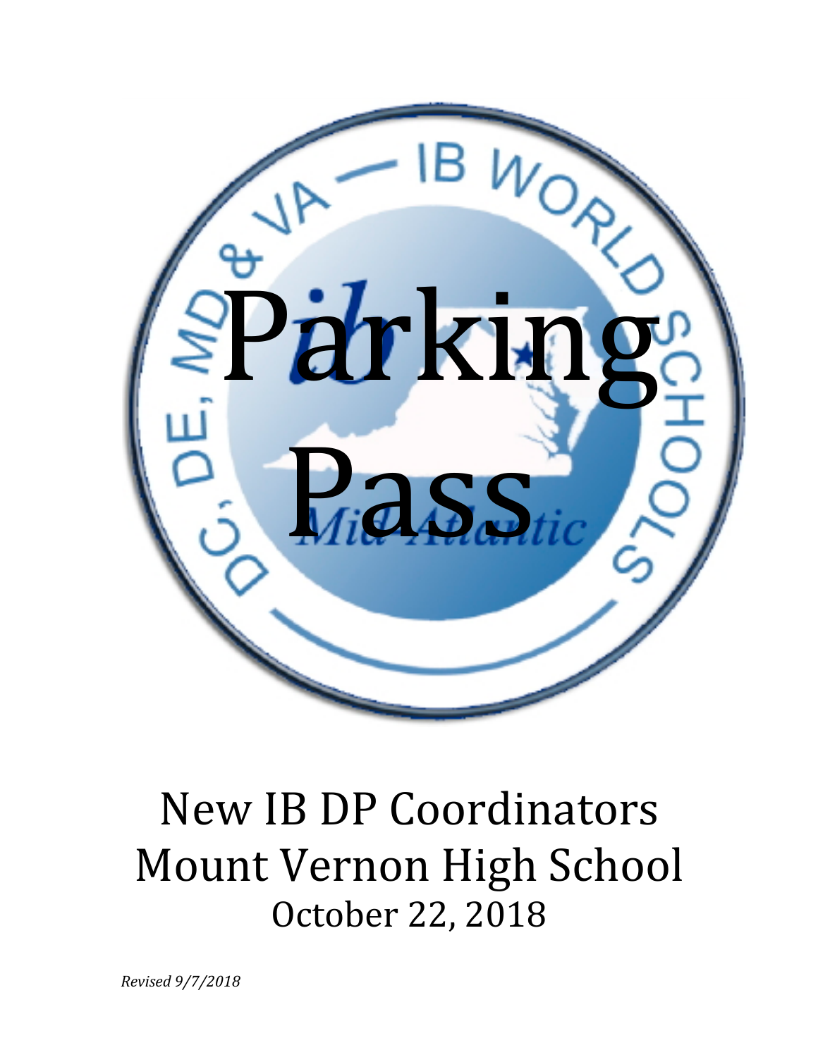# Parking Pass

New IB DP Coordinators
Mount Vernon High School
October 22, 2018

*Revised 9/7/2018*